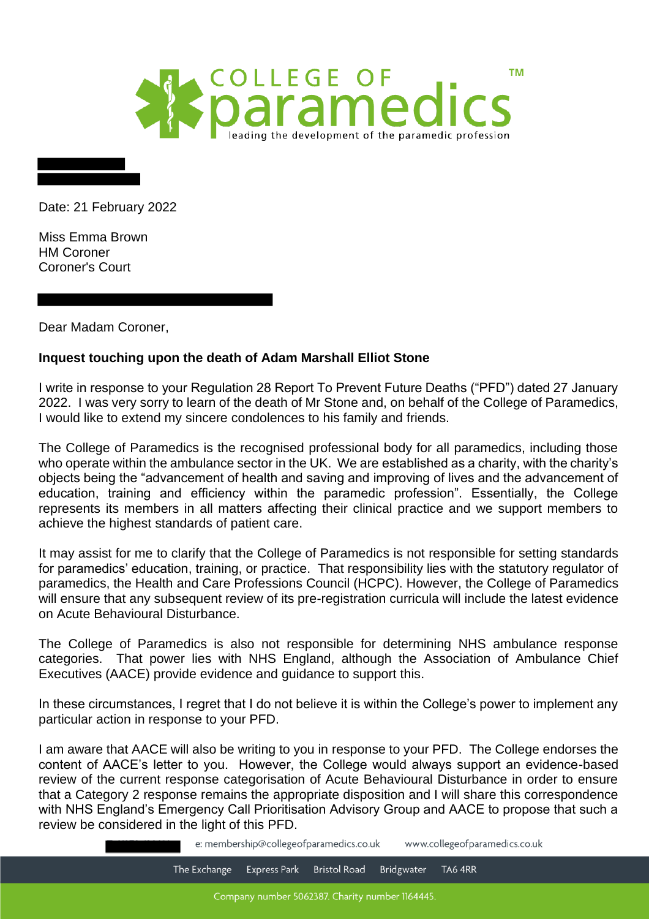COLLEGE OF paramedics™
leading the development of the paramedic profession

Date: 21 February 2022

Miss Emma Brown
HM Coroner
Coroner's Court

Dear Madam Coroner,

**Inquest touching upon the death of Adam Marshall Elliot Stone**

I write in response to your Regulation 28 Report To Prevent Future Deaths ("PFD") dated 27 January 2022. I was very sorry to learn of the death of Mr Stone and, on behalf of the College of Paramedics, I would like to extend my sincere condolences to his family and friends.

The College of Paramedics is the recognised professional body for all paramedics, including those who operate within the ambulance sector in the UK. We are established as a charity, with the charity's objects being the "advancement of health and saving and improving of lives and the advancement of education, training and efficiency within the paramedic profession". Essentially, the College represents its members in all matters affecting their clinical practice and we support members to achieve the highest standards of patient care.

It may assist for me to clarify that the College of Paramedics is not responsible for setting standards for paramedics' education, training, or practice. That responsibility lies with the statutory regulator of paramedics, the Health and Care Professions Council (HCPC). However, the College of Paramedics will ensure that any subsequent review of its pre-registration curricula will include the latest evidence on Acute Behavioural Disturbance.

The College of Paramedics is also not responsible for determining NHS ambulance response categories. That power lies with NHS England, although the Association of Ambulance Chief Executives (AACE) provide evidence and guidance to support this.

In these circumstances, I regret that I do not believe it is within the College's power to implement any particular action in response to your PFD.

I am aware that AACE will also be writing to you in response to your PFD. The College endorses the content of AACE's letter to you. However, the College would always support an evidence-based review of the current response categorisation of Acute Behavioural Disturbance in order to ensure that a Category 2 response remains the appropriate disposition and I will share this correspondence with NHS England's Emergency Call Prioritisation Advisory Group and AACE to propose that such a review be considered in the light of this PFD.

e: membership@collegeofparamedics.co.uk www.collegeofparamedics.co.uk

The Exchange Express Park Bristol Road Bridgwater TA6 4RR

Company number 5062387. Charity number 1164445.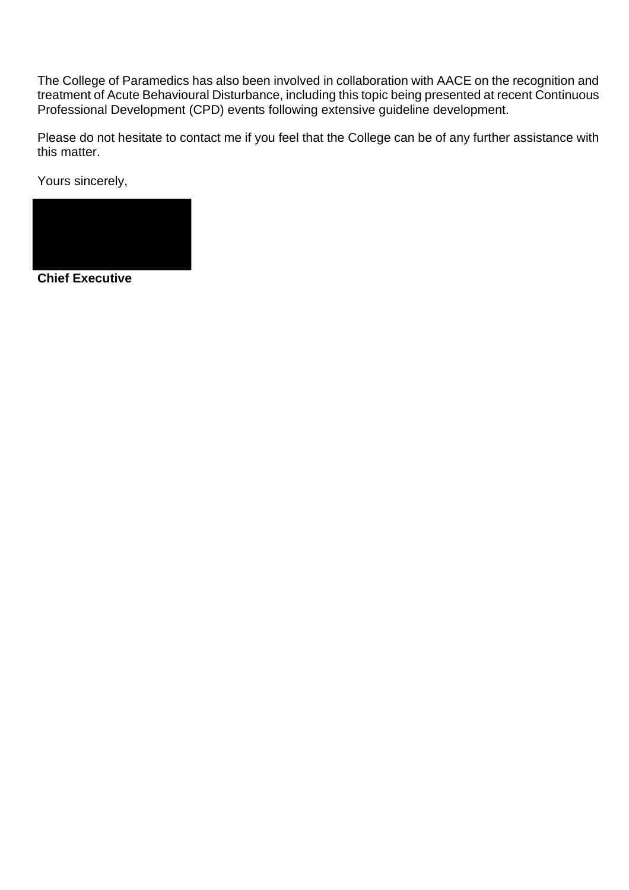The College of Paramedics has also been involved in collaboration with AACE on the recognition and treatment of Acute Behavioural Disturbance, including this topic being presented at recent Continuous Professional Development (CPD) events following extensive guideline development.

Please do not hesitate to contact me if you feel that the College can be of any further assistance with this matter.

Yours sincerely,

**Chief Executive**